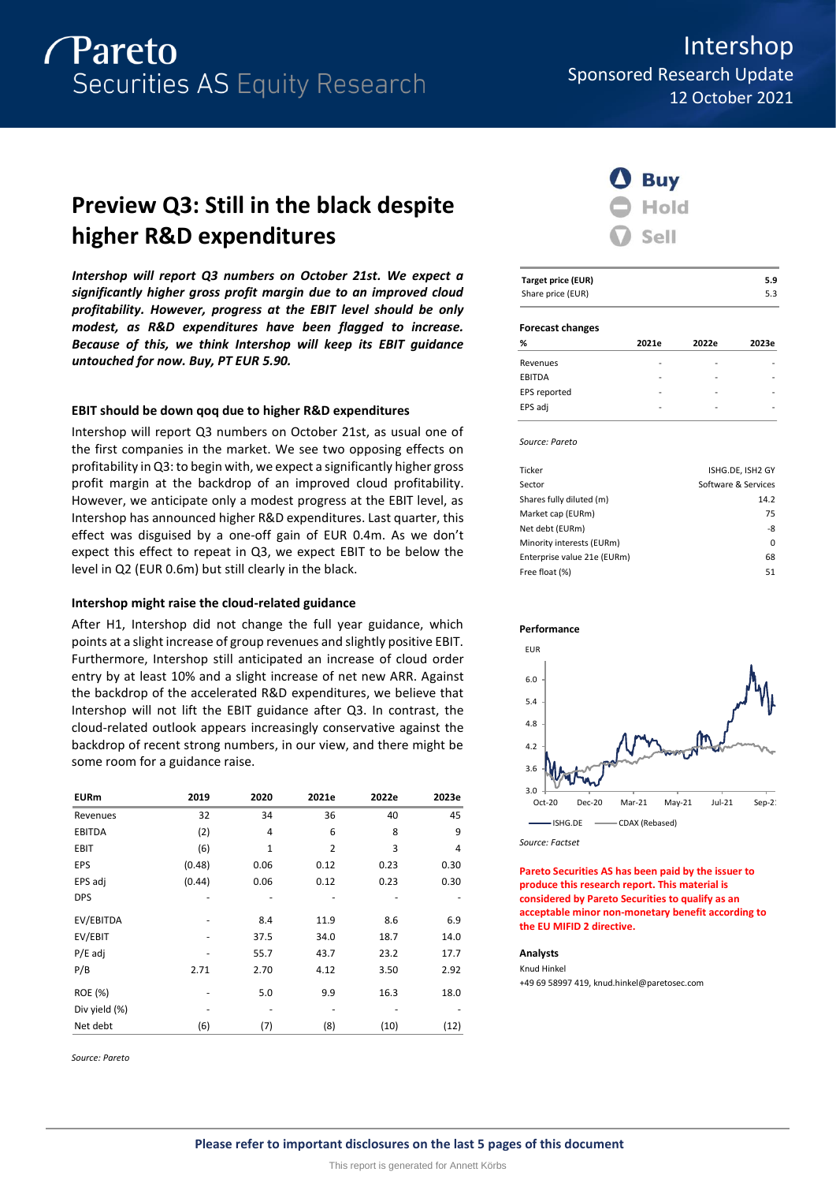Pareto Securities AS Equity Research

Intershop
Sponsored Research Update
12 October 2021

# Preview Q3: Still in the black despite higher R&D expenditures

***Intershop will report Q3 numbers on October 21st. We expect a significantly higher gross profit margin due to an improved cloud profitability. However, progress at the EBIT level should be only modest, as R&D expenditures have been flagged to increase. Because of this, we think Intershop will keep its EBIT guidance untouched for now. Buy, PT EUR 5.90.***

### EBIT should be down qoq due to higher R&D expenditures

Intershop will report Q3 numbers on October 21st, as usual one of the first companies in the market. We see two opposing effects on profitability in Q3: to begin with, we expect a significantly higher gross profit margin at the backdrop of an improved cloud profitability. However, we anticipate only a modest progress at the EBIT level, as Intershop has announced higher R&D expenditures. Last quarter, this effect was disguised by a one-off gain of EUR 0.4m. As we don't expect this effect to repeat in Q3, we expect EBIT to be below the level in Q2 (EUR 0.6m) but still clearly in the black.

### Intershop might raise the cloud-related guidance

After H1, Intershop did not change the full year guidance, which points at a slight increase of group revenues and slightly positive EBIT. Furthermore, Intershop still anticipated an increase of cloud order entry by at least 10% and a slight increase of net new ARR. Against the backdrop of the accelerated R&D expenditures, we believe that Intershop will not lift the EBIT guidance after Q3. In contrast, the cloud-related outlook appears increasingly conservative against the backdrop of recent strong numbers, in our view, and there might be some room for a guidance raise.

| EURm | 2019 | 2020 | 2021e | 2022e | 2023e |
|---|---|---|---|---|---|
| Revenues | 32 | 34 | 36 | 40 | 45 |
| EBITDA | (2) | 4 | 6 | 8 | 9 |
| EBIT | (6) | 1 | 2 | 3 | 4 |
| EPS | (0.48) | 0.06 | 0.12 | 0.23 | 0.30 |
| EPS adj | (0.44) | 0.06 | 0.12 | 0.23 | 0.30 |
| DPS | - | - | - | - | - |
| EV/EBITDA | - | 8.4 | 11.9 | 8.6 | 6.9 |
| EV/EBIT | - | 37.5 | 34.0 | 18.7 | 14.0 |
| P/E adj | - | 55.7 | 43.7 | 23.2 | 17.7 |
| P/B | 2.71 | 2.70 | 4.12 | 3.50 | 2.92 |
| ROE (%) | - | 5.0 | 9.9 | 16.3 | 18.0 |
| Div yield (%) | - | - | - | - | - |
| Net debt | (6) | (7) | (8) | (10) | (12) |

Source: Pareto

**Buy** | Hold | Sell

| Target price (EUR) | 5.9 |
|---|---|
| Share price (EUR) | 5.3 |

**Forecast changes**

| % | 2021e | 2022e | 2023e |
|---|---|---|---|
| Revenues | - | - | - |
| EBITDA | - | - | - |
| EPS reported | - | - | - |
| EPS adj | - | - | - |

Source: Pareto

| | |
|---|---|
| Ticker | ISHG.DE, ISH2 GY |
| Sector | Software & Services |
| Shares fully diluted (m) | 14.2 |
| Market cap (EURm) | 75 |
| Net debt (EURm) | -8 |
| Minority interests (EURm) | 0 |
| Enterprise value 21e (EURm) | 68 |
| Free float (%) | 51 |

**Performance**

Source: Factset

**Pareto Securities AS has been paid by the issuer to produce this research report. This material is considered by Pareto Securities to qualify as an acceptable minor non-monetary benefit according to the EU MIFID 2 directive.**

**Analysts**

Knud Hinkel
+49 69 58997 419, knud.hinkel@paretosec.com

**Please refer to important disclosures on the last 5 pages of this document**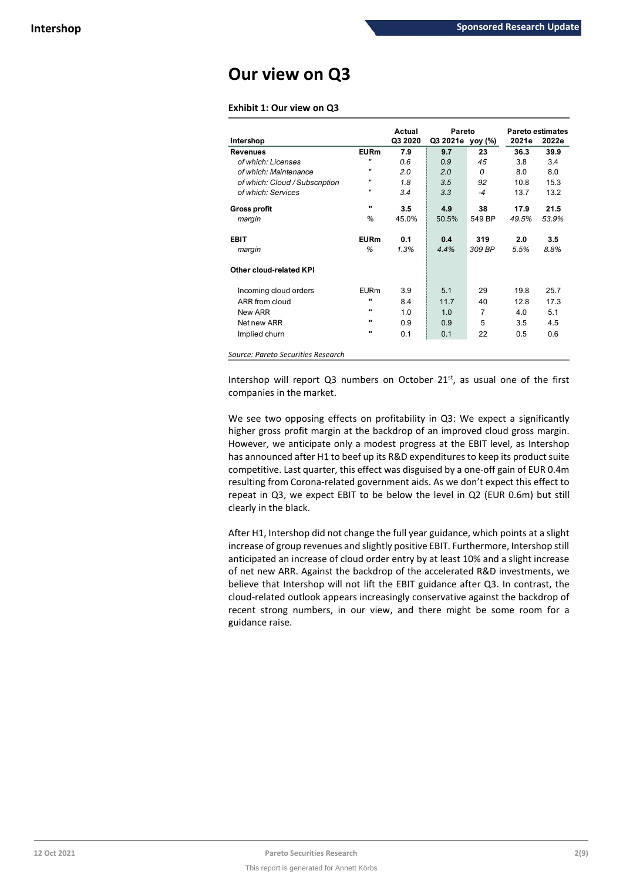# Our view on Q3

**Exhibit 1: Our view on Q3**

| Intershop | | Actual Q3 2020 | Pareto Q3 2021e | Pareto yoy (%) | Pareto estimates 2021e | Pareto estimates 2022e |
|---|---|---|---|---|---|---|
| **Revenues** | **EURm** | **7.9** | **9.7** | **23** | **36.3** | **39.9** |
| *of which: Licenses* | " | *0.6* | *0.9* | *45* | 3.8 | 3.4 |
| *of which: Maintenance* | " | *2.0* | *2.0* | *0* | 8.0 | 8.0 |
| *of which: Cloud / Subscription* | " | *1.8* | *3.5* | *92* | 10.8 | 15.3 |
| *of which: Services* | " | *3.4* | *3.3* | *-4* | 13.7 | 13.2 |
| **Gross profit** | " | **3.5** | **4.9** | **38** | **17.9** | **21.5** |
| *margin* | % | 45.0% | 50.5% | 549 BP | *49.5%* | *53.9%* |
| **EBIT** | **EURm** | **0.1** | **0.4** | **319** | **2.0** | **3.5** |
| *margin* | *%* | *1.3%* | *4.4%* | *309 BP* | *5.5%* | *8.8%* |
| **Other cloud-related KPI** | | | | | | |
| Incoming cloud orders | EURm | 3.9 | 5.1 | 29 | 19.8 | 25.7 |
| ARR from cloud | " | 8.4 | 11.7 | 40 | 12.8 | 17.3 |
| New ARR | " | 1.0 | 1.0 | 7 | 4.0 | 5.1 |
| Net new ARR | " | 0.9 | 0.9 | 5 | 3.5 | 4.5 |
| Implied churn | " | 0.1 | 0.1 | 22 | 0.5 | 0.6 |

*Source: Pareto Securities Research*

Intershop will report Q3 numbers on October 21st, as usual one of the first companies in the market.

We see two opposing effects on profitability in Q3: We expect a significantly higher gross profit margin at the backdrop of an improved cloud gross margin. However, we anticipate only a modest progress at the EBIT level, as Intershop has announced after H1 to beef up its R&D expenditures to keep its product suite competitive. Last quarter, this effect was disguised by a one-off gain of EUR 0.4m resulting from Corona-related government aids. As we don't expect this effect to repeat in Q3, we expect EBIT to be below the level in Q2 (EUR 0.6m) but still clearly in the black.

After H1, Intershop did not change the full year guidance, which points at a slight increase of group revenues and slightly positive EBIT. Furthermore, Intershop still anticipated an increase of cloud order entry by at least 10% and a slight increase of net new ARR. Against the backdrop of the accelerated R&D investments, we believe that Intershop will not lift the EBIT guidance after Q3. In contrast, the cloud-related outlook appears increasingly conservative against the backdrop of recent strong numbers, in our view, and there might be some room for a guidance raise.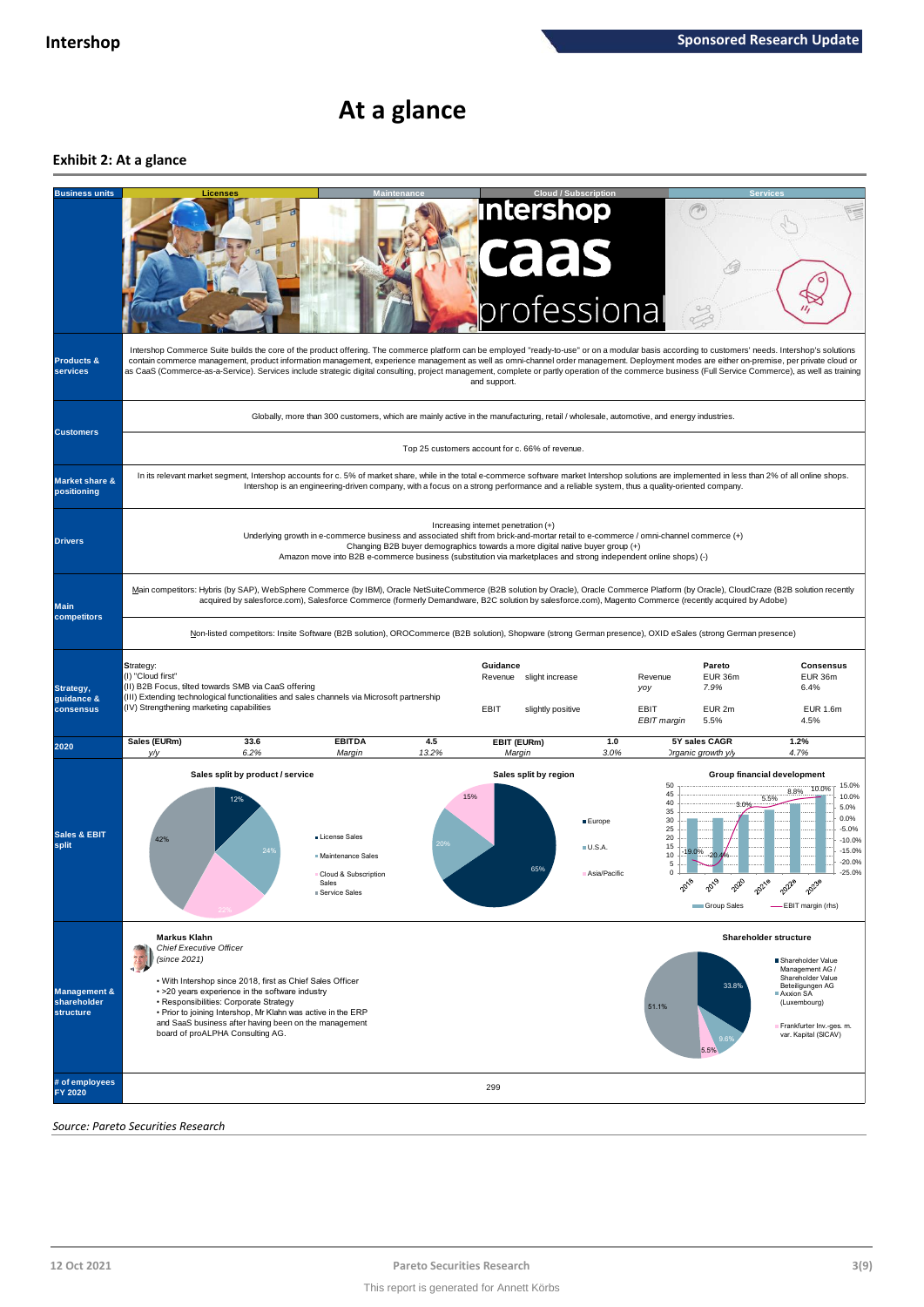# At a glance

### Exhibit 2: At a glance

| | |
|---|---|
| **Business units** | Licenses / Maintenance / Cloud / Subscription / Services |
| **Products & services** | Intershop Commerce Suite builds the core of the product offering. The commerce platform can be employed "ready-to-use" or on a modular basis according to customers' needs. Intershop's solutions contain commerce management, product information management, experience management as well as omni-channel order management. Deployment modes are either on-premise, per private cloud or as CaaS (Commerce-as-a-Service). Services include strategic digital consulting, project management, complete or partly operation of the commerce business (Full Service Commerce), as well as training and support. |
| **Customers** | Globally, more than 300 customers, which are mainly active in the manufacturing, retail / wholesale, automotive, and energy industries. |
| | Top 25 customers account for c. 66% of revenue. |
| **Market share & positioning** | In its relevant market segment, Intershop accounts for c. 5% of market share, while in the total e-commerce software market Intershop solutions are implemented in less than 2% of all online shops. Intershop is an engineering-driven company, with a focus on a strong performance and a reliable system, thus a quality-oriented company. |
| **Drivers** | Increasing internet penetration (+)<br>Underlying growth in e-commerce business and associated shift from brick-and-mortar retail to e-commerce / omni-channel commerce (+)<br>Changing B2B buyer demographics towards a more digital native buyer group (+)<br>Amazon move into B2B e-commerce business (substitution via marketplaces and strong independent online shops) (-) |
| **Main competitors** | Main competitors: Hybris (by SAP), WebSphere Commerce (by IBM), Oracle NetSuiteCommerce (B2B solution by Oracle), Oracle Commerce Platform (by Oracle), CloudCraze (B2B solution recently acquired by salesforce.com), Salesforce Commerce (formerly Demandware, B2C solution by salesforce.com), Magento Commerce (recently acquired by Adobe) |
| | Non-listed competitors: Insite Software (B2B solution), OROCommerce (B2B solution), Shopware (strong German presence), OXID eSales (strong German presence) |

**Strategy, guidance & consensus**

Strategy:
(I) "Cloud first"
(II) B2B Focus, tilted towards SMB via CaaS offering
(III) Extending technological functionalities and sales channels via Microsoft partnership
(IV) Strengthening marketing capabilities

| Guidance | | | Pareto | Consensus |
|---|---|---|---|---|
| Revenue | slight increase | Revenue | EUR 36m | EUR 36m |
| | | *yoy* | *7.9%* | *6.4%* |
| EBIT | slightly positive | EBIT | EUR 2m | EUR 1.6m |
| | | *EBIT margin* | *5.5%* | *4.5%* |

**2020**

| Sales (EURm) | 33.6 | EBITDA | 4.5 | EBIT (EURm) | 1.0 | 5Y sales CAGR | 1.2% |
|---|---|---|---|---|---|---|---|
| *y/y* | *6.2%* | *Margin* | *13.2%* | *Margin* | *3.0%* | *Organic growth y/y* | *4.7%* |

**Sales & EBIT split**

Sales split by product / service: License Sales 12%, Maintenance Sales 24%, Cloud & Subscription Sales 22%, Service Sales 42%

Sales split by region: Europe 65%, U.S.A. 20%, Asia/Pacific 15%

Group financial development (Group Sales; EBIT margin (rhs)): 2018 -19.0%, 2019 -20.4%, 2020 3.0%, 2021e 5.5%, 2022e 8.8%, 2023e 10.0%

**Management & shareholder structure**

**Markus Klahn**
*Chief Executive Officer*
*(since 2021)*

- With Intershop since 2018, first as Chief Sales Officer
- >20 years experience in the software industry
- Responsibilities: Corporate Strategy
- Prior to joining Intershop, Mr Klahn was active in the ERP and SaaS business after having been on the management board of proALPHA Consulting AG.

Shareholder structure: Shareholder Value Management AG / Shareholder Value Beteiligungen AG 33.8%; Axxion SA (Luxembourg) 9.6%; Frankfurter Inv.-ges. m. var. Kapital (SICAV) 5.5%; 51.1%

**# of employees FY 2020:** 299

*Source: Pareto Securities Research*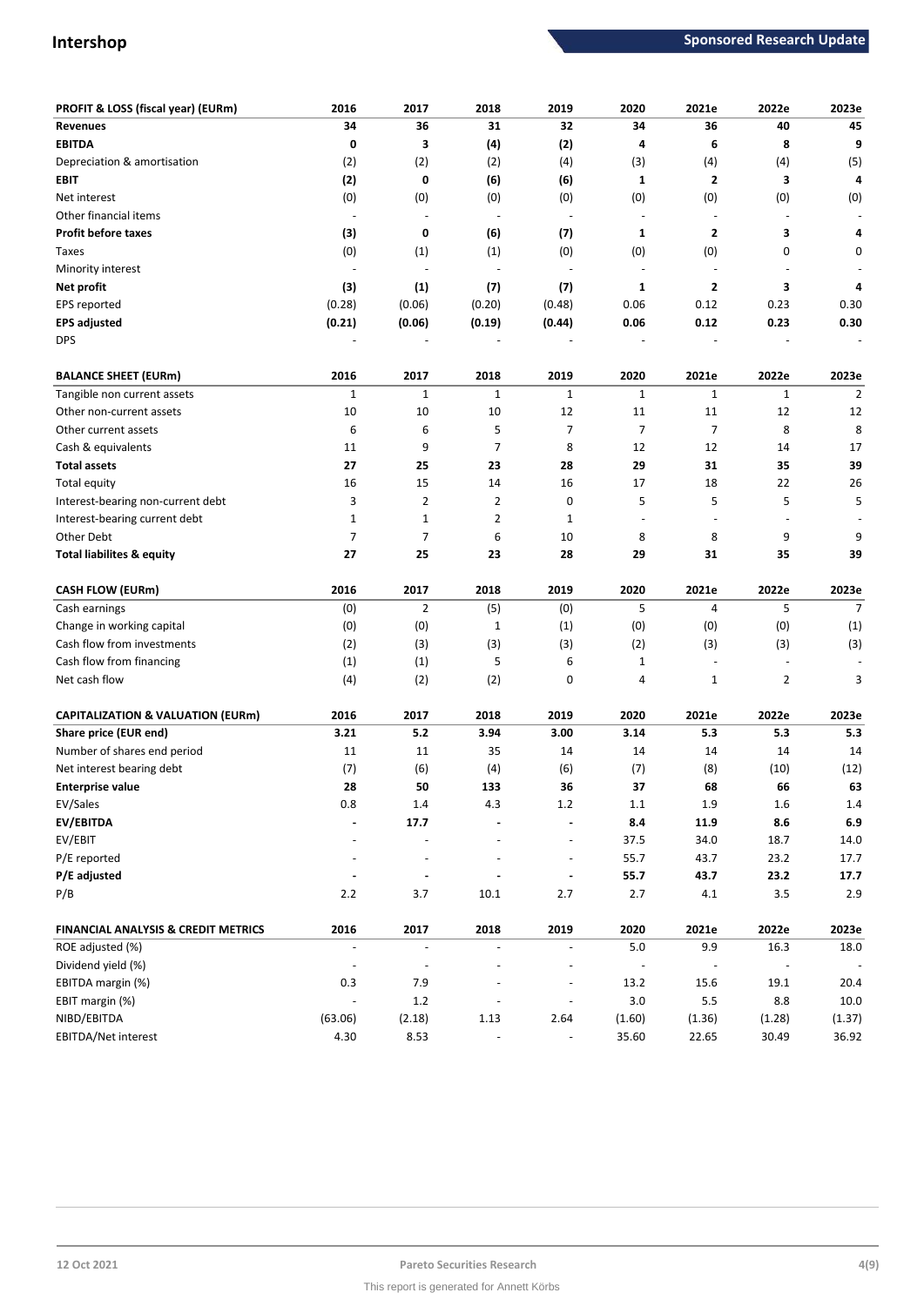| PROFIT & LOSS (fiscal year) (EURm) | 2016 | 2017 | 2018 | 2019 | 2020 | 2021e | 2022e | 2023e |
|---|---|---|---|---|---|---|---|---|
| **Revenues** | **34** | **36** | **31** | **32** | **34** | **36** | **40** | **45** |
| **EBITDA** | **0** | **3** | **(4)** | **(2)** | **4** | **6** | **8** | **9** |
| Depreciation & amortisation | (2) | (2) | (2) | (4) | (3) | (4) | (4) | (5) |
| **EBIT** | **(2)** | **0** | **(6)** | **(6)** | **1** | **2** | **3** | **4** |
| Net interest | (0) | (0) | (0) | (0) | (0) | (0) | (0) | (0) |
| Other financial items | - | - | - | - | - | - | - | - |
| **Profit before taxes** | **(3)** | **0** | **(6)** | **(7)** | **1** | **2** | **3** | **4** |
| Taxes | (0) | (1) | (1) | (0) | (0) | (0) | 0 | 0 |
| Minority interest | - | - | - | - | - | - | - | - |
| **Net profit** | **(3)** | **(1)** | **(7)** | **(7)** | **1** | **2** | **3** | **4** |
| EPS reported | (0.28) | (0.06) | (0.20) | (0.48) | 0.06 | 0.12 | 0.23 | 0.30 |
| **EPS adjusted** | **(0.21)** | **(0.06)** | **(0.19)** | **(0.44)** | **0.06** | **0.12** | **0.23** | **0.30** |
| DPS | - | - | - | - | - | - | - | - |

| BALANCE SHEET (EURm) | 2016 | 2017 | 2018 | 2019 | 2020 | 2021e | 2022e | 2023e |
|---|---|---|---|---|---|---|---|---|
| Tangible non current assets | 1 | 1 | 1 | 1 | 1 | 1 | 1 | 2 |
| Other non-current assets | 10 | 10 | 10 | 12 | 11 | 11 | 12 | 12 |
| Other current assets | 6 | 6 | 5 | 7 | 7 | 7 | 8 | 8 |
| Cash & equivalents | 11 | 9 | 7 | 8 | 12 | 12 | 14 | 17 |
| **Total assets** | **27** | **25** | **23** | **28** | **29** | **31** | **35** | **39** |
| Total equity | 16 | 15 | 14 | 16 | 17 | 18 | 22 | 26 |
| Interest-bearing non-current debt | 3 | 2 | 2 | 0 | 5 | 5 | 5 | 5 |
| Interest-bearing current debt | 1 | 1 | 2 | 1 | - | - | - | - |
| Other Debt | 7 | 7 | 6 | 10 | 8 | 8 | 9 | 9 |
| **Total liabilites & equity** | **27** | **25** | **23** | **28** | **29** | **31** | **35** | **39** |

| CASH FLOW (EURm) | 2016 | 2017 | 2018 | 2019 | 2020 | 2021e | 2022e | 2023e |
|---|---|---|---|---|---|---|---|---|
| Cash earnings | (0) | 2 | (5) | (0) | 5 | 4 | 5 | 7 |
| Change in working capital | (0) | (0) | 1 | (1) | (0) | (0) | (0) | (1) |
| Cash flow from investments | (2) | (3) | (3) | (3) | (2) | (3) | (3) | (3) |
| Cash flow from financing | (1) | (1) | 5 | 6 | 1 | - | - | - |
| Net cash flow | (4) | (2) | (2) | 0 | 4 | 1 | 2 | 3 |

| CAPITALIZATION & VALUATION (EURm) | 2016 | 2017 | 2018 | 2019 | 2020 | 2021e | 2022e | 2023e |
|---|---|---|---|---|---|---|---|---|
| **Share price (EUR end)** | **3.21** | **5.2** | **3.94** | **3.00** | **3.14** | **5.3** | **5.3** | **5.3** |
| Number of shares end period | 11 | 11 | 35 | 14 | 14 | 14 | 14 | 14 |
| Net interest bearing debt | (7) | (6) | (4) | (6) | (7) | (8) | (10) | (12) |
| **Enterprise value** | **28** | **50** | **133** | **36** | **37** | **68** | **66** | **63** |
| EV/Sales | 0.8 | 1.4 | 4.3 | 1.2 | 1.1 | 1.9 | 1.6 | 1.4 |
| **EV/EBITDA** | **-** | **17.7** | **-** | **-** | **8.4** | **11.9** | **8.6** | **6.9** |
| EV/EBIT | - | - | - | - | 37.5 | 34.0 | 18.7 | 14.0 |
| P/E reported | - | - | - | - | 55.7 | 43.7 | 23.2 | 17.7 |
| **P/E adjusted** | **-** | **-** | **-** | **-** | **55.7** | **43.7** | **23.2** | **17.7** |
| P/B | 2.2 | 3.7 | 10.1 | 2.7 | 2.7 | 4.1 | 3.5 | 2.9 |

| FINANCIAL ANALYSIS & CREDIT METRICS | 2016 | 2017 | 2018 | 2019 | 2020 | 2021e | 2022e | 2023e |
|---|---|---|---|---|---|---|---|---|
| ROE adjusted (%) | - | - | - | - | 5.0 | 9.9 | 16.3 | 18.0 |
| Dividend yield (%) | - | - | - | - | - | - | - | - |
| EBITDA margin (%) | 0.3 | 7.9 | - | - | 13.2 | 15.6 | 19.1 | 20.4 |
| EBIT margin (%) | - | 1.2 | - | - | 3.0 | 5.5 | 8.8 | 10.0 |
| NIBD/EBITDA | (63.06) | (2.18) | 1.13 | 2.64 | (1.60) | (1.36) | (1.28) | (1.37) |
| EBITDA/Net interest | 4.30 | 8.53 | - | - | 35.60 | 22.65 | 30.49 | 36.92 |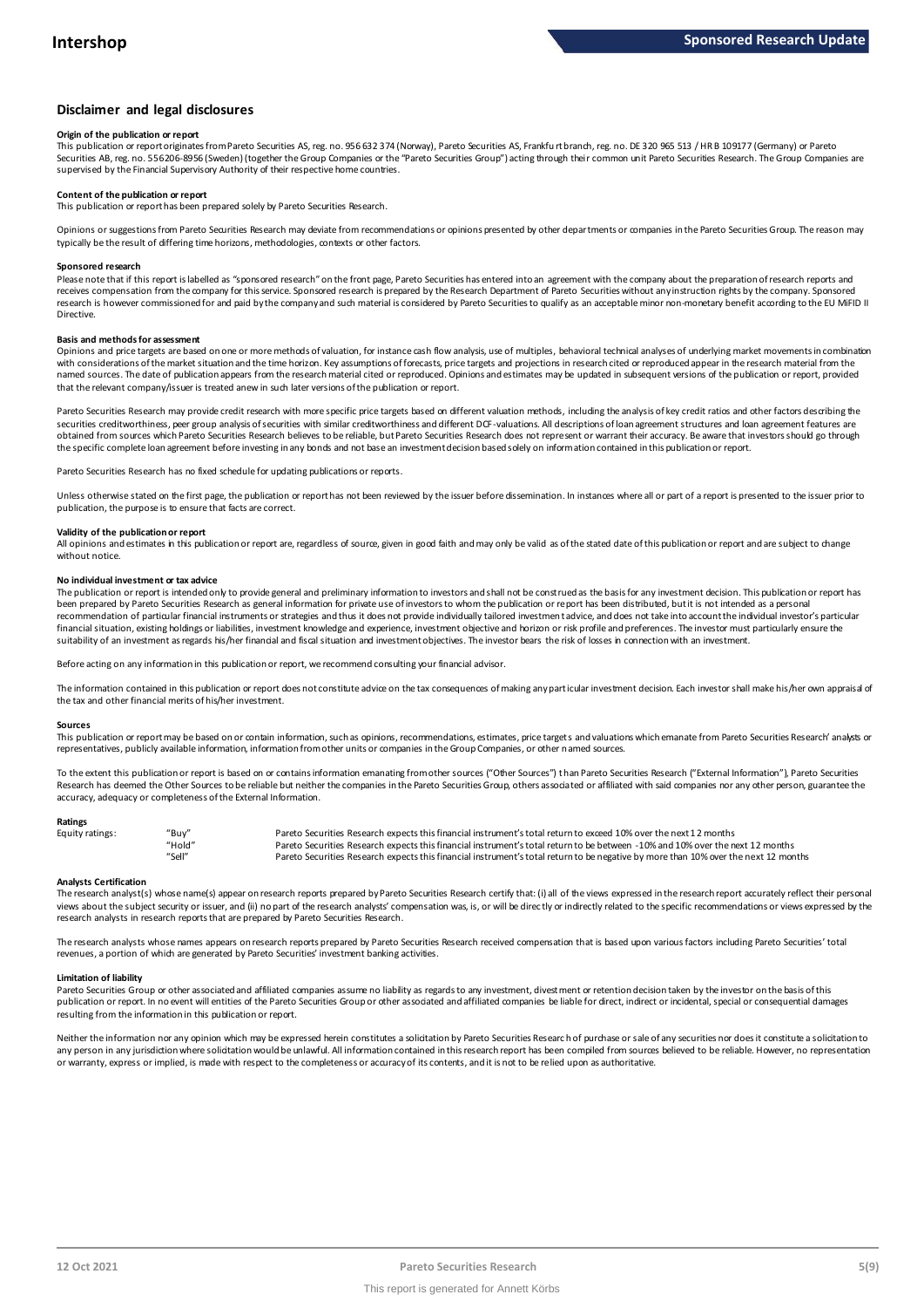## Disclaimer and legal disclosures

### Origin of the publication or report

This publication or report originates from Pareto Securities AS, reg. no. 956 632 374 (Norway), Pareto Securities AS, Frankfurt branch, reg. no. DE 320 965 513 / HR B 109177 (Germany) or Pareto Securities AB, reg. no. 556206-8956 (Sweden) (together the Group Companies or the "Pareto Securities Group") acting through their common unit Pareto Securities Research. The Group Companies are supervised by the Financial Supervisory Authority of their respective home countries.

### Content of the publication or report

This publication or report has been prepared solely by Pareto Securities Research.

Opinions or suggestions from Pareto Securities Research may deviate from recommendations or opinions presented by other departments or companies in the Pareto Securities Group. The reason may typically be the result of differing time horizons, methodologies, contexts or other factors.

### Sponsored research

Please note that if this report is labelled as "sponsored research" on the front page, Pareto Securities has entered into an agreement with the company about the preparation of research reports and receives compensation from the company for this service. Sponsored research is prepared by the Research Department of Pareto Securities without any instruction rights by the company. Sponsored research is however commissioned for and paid by the company and such material is considered by Pareto Securities to qualify as an acceptable minor non-monetary benefit according to the EU MiFID II Directive.

### Basis and methods for assessment

Opinions and price targets are based on one or more methods of valuation, for instance cash flow analysis, use of multiples, behavioral technical analyses of underlying market movements in combination with considerations of the market situation and the time horizon. Key assumptions of forecasts, price targets and projections in research cited or reproduced appear in the research material from the named sources. The date of publication appears from the research material cited or reproduced. Opinions and estimates may be updated in subsequent versions of the publication or report, provided that the relevant company/issuer is treated anew in such later versions of the publication or report.

Pareto Securities Research may provide credit research with more specific price targets based on different valuation methods, including the analysis of key credit ratios and other factors describing the securities creditworthiness, peer group analysis of securities with similar creditworthiness and different DCF-valuations. All descriptions of loan agreement structures and loan agreement features are obtained from sources which Pareto Securities Research believes to be reliable, but Pareto Securities Research does not represent or warrant their accuracy. Be aware that investors should go through the specific complete loan agreement before investing in any bonds and not base an investment decision based solely on information contained in this publication or report.

Pareto Securities Research has no fixed schedule for updating publications or reports.

Unless otherwise stated on the first page, the publication or report has not been reviewed by the issuer before dissemination. In instances where all or part of a report is presented to the issuer prior to publication, the purpose is to ensure that facts are correct.

### Validity of the publication or report

All opinions and estimates in this publication or report are, regardless of source, given in good faith and may only be valid as of the stated date of this publication or report and are subject to change without notice.

### No individual investment or tax advice

The publication or report is intended only to provide general and preliminary information to investors and shall not be construed as the basis for any investment decision. This publication or report has been prepared by Pareto Securities Research as general information for private use of investors to whom the publication or report has been distributed, but it is not intended as a personal recommendation of particular financial instruments or strategies and thus it does not provide individually tailored investment advice, and does not take into account the individual investor's particular financial situation, existing holdings or liabilities, investment knowledge and experience, investment objective and horizon or risk profile and preferences. The investor must particularly ensure the suitability of an investment as regards his/her financial and fiscal situation and investment objectives. The investor bears the risk of losses in connection with an investment.

Before acting on any information in this publication or report, we recommend consulting your financial advisor.

The information contained in this publication or report does not constitute advice on the tax consequences of making any particular investment decision. Each investor shall make his/her own appraisal of the tax and other financial merits of his/her investment.

### Sources

This publication or report may be based on or contain information, such as opinions, recommendations, estimates, price targets and valuations which emanate from Pareto Securities Research' analysts or representatives, publicly available information, information from other units or companies in the Group Companies, or other named sources.

To the extent this publication or report is based on or contains information emanating from other sources ("Other Sources") than Pareto Securities Research ("External Information"), Pareto Securities Research has deemed the Other Sources to be reliable but neither the companies in the Pareto Securities Group, others associated or affiliated with said companies nor any other person, guarantee the accuracy, adequacy or completeness of the External Information.

### Ratings

| Equity ratings: | "Buy" | Pareto Securities Research expects this financial instrument's total return to exceed 10% over the next 12 months |
|---|---|---|
| | "Hold" | Pareto Securities Research expects this financial instrument's total return to be between -10% and 10% over the next 12 months |
| | "Sell" | Pareto Securities Research expects this financial instrument's total return to be negative by more than 10% over the next 12 months |

### Analysts Certification

The research analyst(s) whose name(s) appear on research reports prepared by Pareto Securities Research certify that: (i) all of the views expressed in the research report accurately reflect their personal views about the subject security or issuer, and (ii) no part of the research analysts' compensation was, is, or will be directly or indirectly related to the specific recommendations or views expressed by the research analysts in research reports that are prepared by Pareto Securities Research.

The research analysts whose names appears on research reports prepared by Pareto Securities Research received compensation that is based upon various factors including Pareto Securities' total revenues, a portion of which are generated by Pareto Securities' investment banking activities.

### Limitation of liability

Pareto Securities Group or other associated and affiliated companies assume no liability as regards to any investment, divestment or retention decision taken by the investor on the basis of this publication or report. In no event will entities of the Pareto Securities Group or other associated and affiliated companies be liable for direct, indirect or incidental, special or consequential damages resulting from the information in this publication or report.

Neither the information nor any opinion which may be expressed herein constitutes a solicitation by Pareto Securities Research of purchase or sale of any securities nor does it constitute a solicitation to any person in any jurisdiction where solicitation would be unlawful. All information contained in this research report has been compiled from sources believed to be reliable. However, no representation or warranty, express or implied, is made with respect to the completeness or accuracy of its contents, and it is not to be relied upon as authoritative.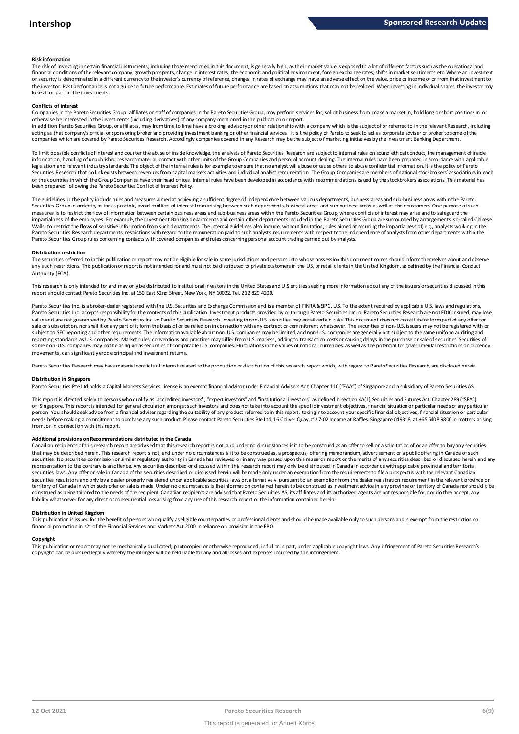#### Risk information

The risk of investing in certain financial instruments, including those mentioned in this document, is generally high, as their market value is exposed to a lot of different factors such as the operational and financial conditions of the relevant company, growth prospects, change in interest rates, the economic and political environment, foreign exchange rates, shifts in market sentiments etc. Where an investment or security is denominated in a different currency to the investor's currency of reference, changes in rates of exchange may have an adverse effect on the value, price or income of or from that investment to the investor. Past performance is not a guide to future performance. Estimates of future performance are based on assumptions that may not be realized. When investing in individual shares, the investor may lose all or part of the investments.

#### Conflicts of interest

Companies in the Pareto Securities Group, affiliates or staff of companies in the Pareto Securities Group, may perform services for, solicit business from, make a market in, hold long or short positions in, or otherwise be interested in the investments (including derivatives) of any company mentioned in the publication or report.

In addition Pareto Securities Group, or affiliates, may from time to time have a broking, advisory or other relationship with a company which is the subject of or referred to in the relevant Research, including acting as that company's official or sponsoring broker and providing investment banking or other financial services. It is the policy of Pareto to seek to act as corporate adviser or broker to some of the companies which are covered by Pareto Securities Research. Accordingly companies covered in any Research may be the subject of marketing initiatives by the Investment Banking Department.

To limit possible conflicts of interest and counter the abuse of inside knowledge, the analysts of Pareto Securities Research are subject to internal rules on sound ethical conduct, the management of inside information, handling of unpublished research material, contact with other units of the Group Companies and personal account dealing. The internal rules have been prepared in accordance with applicable legislation and relevant industry standards. The object of the internal rules is for example to ensure that no analyst will abuse or cause others to abuse confidential information. It is the policy of Pareto Securities Research that no link exists between revenues from capital markets activities and individual analyst remuneration. The Group Companies are members of national stockbrokers' associations in each of the countries in which the Group Companies have their head offices. Internal rules have been developed in accordance with recommendations issued by the stockbrokers associations. This material has been prepared following the Pareto Securities Conflict of Interest Policy.

The guidelines in the policy include rules and measures aimed at achieving a sufficient degree of independence between various departments, business areas and sub-business areas within the Pareto Securities Group in order to, as far as possible, avoid conflicts of interest from arising between such departments, business areas and sub-business areas as well as their customers. One purpose of such measures is to restrict the flow of information between certain business areas and sub-business areas within the Pareto Securities Group, where conflicts of interest may arise and to safeguard the impartialness of the employees. For example, the Investment Banking departments and certain other departments included in the Pareto Securities Group are surrounded by arrangements, so-called Chinese Walls, to restrict the flows of sensitive information from such departments. The internal guidelines also include, without limitation, rules aimed at securing the impartialness of, e.g., analysts working in the Pareto Securities Research departments, restrictions with regard to the remuneration paid to such analysts, requirements with respect to the independence of analysts from other departments within the Pareto Securities Group rules concerning contacts with covered companies and rules concerning personal account trading carried out by analysts.

#### Distribution restriction

The securities referred to in this publication or report may not be eligible for sale in some jurisdictions and persons into whose possession this document comes should inform themselves about and observe any such restrictions. This publication or report is not intended for and must not be distributed to private customers in the US, or retail clients in the United Kingdom, as defined by the Financial Conduct Authority (FCA).

This research is only intended for and may only be distributed to institutional investors in the United States and U.S entities seeking more information about any of the issuers or securities discussed in this report should contact Pareto Securities Inc. at 150 East 52nd Street, New York, NY 10022, Tel. 212 829 4200.

Pareto Securities Inc. is a broker-dealer registered with the U.S. Securities and Exchange Commission and is a member of FINRA & SIPC. U.S. To the extent required by applicable U.S. laws and regulations, Pareto Securities Inc. accepts responsibility for the contents of this publication. Investment products provided by or through Pareto Securities Inc. or Pareto Securities Research are not FDIC insured, may lose value and are not guaranteed by Pareto Securities Inc. or Pareto Securities Research. Investing in non-U.S. securities may entail certain risks. This document does not constitute or form part of any offer for sale or subscription, nor shall it or any part of it form the basis of or be relied on in connection with any contract or commitment whatsoever. The securities of non-U.S. issuers may not be registered with or subject to SEC reporting and other requirements. The information available about non-U.S. companies may be limited, and non-U.S. companies are generally not subject to the same uniform auditing and reporting standards as U.S. companies. Market rules, conventions and practices may differ from U.S. markets, adding to transaction costs or causing delays in the purchase or sale of securities. Securities of some non-U.S. companies may not be as liquid as securities of comparable U.S. companies. Fluctuations in the values of national currencies, as well as the potential for governmental restrictions on currency movements, can significantly erode principal and investment returns.

Pareto Securities Research may have material conflicts of interest related to the production or distribution of this research report which, with regard to Pareto Securities Research, are disclosed herein.

#### Distribution in Singapore

Pareto Securities Pte Ltd holds a Capital Markets Services License is an exempt financial advisor under Financial Advisers Act, Chapter 110 ("FAA") of Singapore and a subsidiary of Pareto Securities AS.

This report is directed solely to persons who qualify as "accredited investors", "expert investors" and "institutional investors" as defined in section 4A(1) Securities and Futures Act, Chapter 289 ("SFA") of Singapore. This report is intended for general circulation amongst such investors and does not take into account the specific investment objectives, financial situation or particular needs of any particular person. You should seek advice from a financial adviser regarding the suitability of any product referred to in this report, taking into account your specific financial objectives, financial situation or particular needs before making a commitment to purchase any such product. Please contact Pareto Securities Pte Ltd, 16 Collyer Quay, # 27-02 Income at Raffles, Singapore 049318, at +65 6408 9800 in matters arising from, or in connection with this report.

#### Additional provisions on Recommendations distributed in the Canada

Canadian recipients of this research report are advised that this research report is not, and under no circumstances is it to be construed as an offer to sell or a solicitation of or an offer to buy any securities that may be described herein. This research report is not, and under no circumstances is it to be construed as, a prospectus, offering memorandum, advertisement or a public offering in Canada of such securities. No securities commission or similar regulatory authority in Canada has reviewed or in any way passed upon this research report or the merits of any securities described or discussed herein and any representation to the contrary is an offence. Any securities described or discussed within this research report may only be distributed in Canada in accordance with applicable provincial and territorial securities laws. Any offer or sale in Canada of the securities described or discussed herein will be made only under an exemption from the requirements to file a prospectus with the relevant Canadian securities regulators and only by a dealer properly registered under applicable securities laws or, alternatively, pursuant to an exemption from the dealer registration requirement in the relevant province or territory of Canada in which such offer or sale is made. Under no circumstances is the information contained herein to be construed as investment advice in any province or territory of Canada nor should it be construed as being tailored to the needs of the recipient. Canadian recipients are advised that Pareto Securities AS, its affiliates and its authorized agents are not responsible for, nor do they accept, any liability whatsoever for any direct or consequential loss arising from any use of this research report or the information contained herein.

#### Distribution in United Kingdom

This publication is issued for the benefit of persons who qualify as eligible counterparties or professional clients and should be made available only to such persons and is exempt from the restriction on financial promotion in s21 of the Financial Services and Markets Act 2000 in reliance on provision in the FPO.

#### Copyright

This publication or report may not be mechanically duplicated, photocopied or otherwise reproduced, in full or in part, under applicable copyright laws. Any infringement of Pareto Securities Research's copyright can be pursued legally whereby the infringer will be held liable for any and all losses and expenses incurred by the infringement.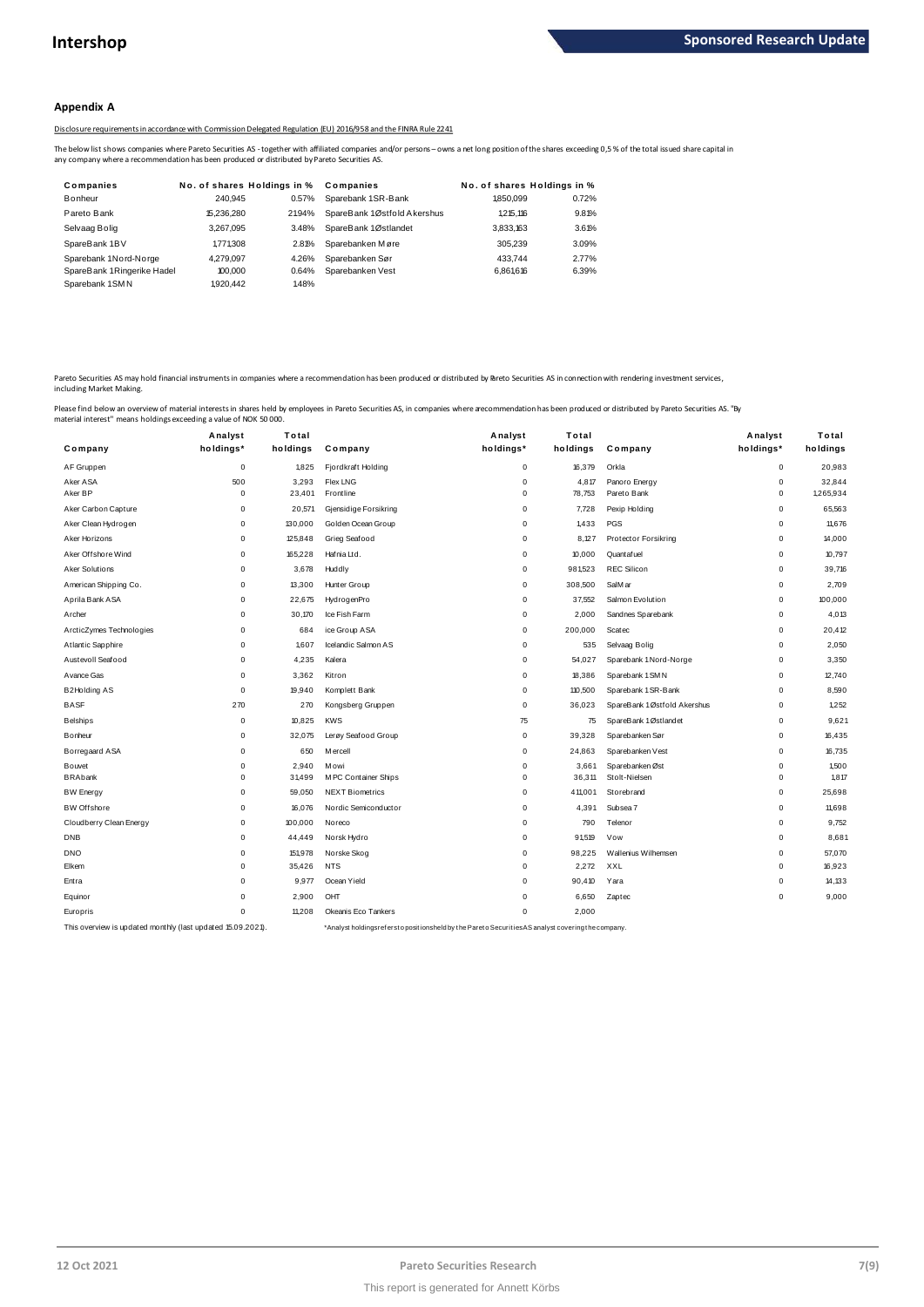## Appendix A

Disclosure requirements in accordance with Commission Delegated Regulation (EU) 2016/958 and the FINRA Rule 2241

The below list shows companies where Pareto Securities AS - together with affiliated companies and/or persons – owns a net long position of the shares exceeding 0,5 % of the total issued share capital in any company where a recommendation has been produced or distributed by Pareto Securities AS.

| Companies | No. of shares | Holdings in % | Companies | No. of shares | Holdings in % |
|---|---|---|---|---|---|
| Bonheur | 240,945 | 0.57% | Sparebank 1 SR-Bank | 1,850,099 | 0.72% |
| Pareto Bank | 15,236,280 | 21.94% | SpareBank 1 Østfold Akershus | 1,215,116 | 9.81% |
| Selvaag Bolig | 3,267,095 | 3.48% | SpareBank 1 Østlandet | 3,833,163 | 3.61% |
| SpareBank 1 BV | 1,771,308 | 2.81% | Sparebanken Møre | 305,239 | 3.09% |
| Sparebank 1 Nord-Norge | 4,279,097 | 4.26% | Sparebanken Sør | 433,744 | 2.77% |
| SpareBank 1 Ringerike Hadel | 100,000 | 0.64% | Sparebanken Vest | 6,861,616 | 6.39% |
| Sparebank 1 SMN | 1,920,442 | 1.48% | | | |

Pareto Securities AS may hold financial instruments in companies where a recommendation has been produced or distributed by Pareto Securities AS in connection with rendering investment services, including Market Making.

Please find below an overview of material interests in shares held by employees in Pareto Securities AS, in companies where a recommendation has been produced or distributed by Pareto Securities AS. "By material interest" means holdings exceeding a value of NOK 50 000.

| Company | Analyst holdings* | Total holdings | Company | Analyst holdings* | Total holdings | Company | Analyst holdings* | Total holdings |
|---|---|---|---|---|---|---|---|---|
| AF Gruppen | 0 | 1,825 | Fjordkraft Holding | 0 | 16,379 | Orkla | 0 | 20,983 |
| Aker ASA | 500 | 3,293 | Flex LNG | 0 | 4,817 | Panoro Energy | 0 | 32,844 |
| Aker BP | 0 | 23,401 | Frontline | 0 | 78,753 | Pareto Bank | 0 | 1,265,934 |
| Aker Carbon Capture | 0 | 20,571 | Gjensidige Forsikring | 0 | 7,728 | Pexip Holding | 0 | 65,563 |
| Aker Clean Hydrogen | 0 | 130,000 | Golden Ocean Group | 0 | 1,433 | PGS | 0 | 11,676 |
| Aker Horizons | 0 | 125,848 | Grieg Seafood | 0 | 8,127 | Protector Forsikring | 0 | 14,000 |
| Aker Offshore Wind | 0 | 165,228 | Hafnia Ltd. | 0 | 10,000 | Quantafuel | 0 | 10,797 |
| Aker Solutions | 0 | 3,678 | Huddly | 0 | 981,523 | REC Silicon | 0 | 39,716 |
| American Shipping Co. | 0 | 13,300 | Hunter Group | 0 | 308,500 | SalMar | 0 | 2,709 |
| Aprila Bank ASA | 0 | 22,675 | HydrogenPro | 0 | 37,552 | Salmon Evolution | 0 | 100,000 |
| Archer | 0 | 30,170 | Ice Fish Farm | 0 | 2,000 | Sandnes Sparebank | 0 | 4,013 |
| ArcticZymes Technologies | 0 | 684 | ice Group ASA | 0 | 200,000 | Scatec | 0 | 20,412 |
| Atlantic Sapphire | 0 | 1,607 | Icelandic Salmon AS | 0 | 535 | Selvaag Bolig | 0 | 2,050 |
| Austevoll Seafood | 0 | 4,235 | Kalera | 0 | 54,027 | Sparebank 1 Nord-Norge | 0 | 3,350 |
| Avance Gas | 0 | 3,362 | Kitron | 0 | 18,386 | Sparebank 1 SMN | 0 | 12,740 |
| B2Holding AS | 0 | 19,940 | Komplett Bank | 0 | 110,500 | Sparebank 1 SR-Bank | 0 | 8,590 |
| BASF | 270 | 270 | Kongsberg Gruppen | 0 | 36,023 | SpareBank 1 Østfold Akershus | 0 | 1,252 |
| Belships | 0 | 10,825 | KWS | 75 | 75 | SpareBank 1 Østlandet | 0 | 9,621 |
| Bonheur | 0 | 32,075 | Lerøy Seafood Group | 0 | 39,328 | Sparebanken Sør | 0 | 16,435 |
| Borregaard ASA | 0 | 650 | Mercell | 0 | 24,863 | Sparebanken Vest | 0 | 16,735 |
| Bouvet | 0 | 2,940 | Mowi | 0 | 3,661 | Sparebanken Øst | 0 | 1,500 |
| BRAbank | 0 | 31,499 | MPC Container Ships | 0 | 36,311 | Stolt-Nielsen | 0 | 1,817 |
| BW Energy | 0 | 59,050 | NEXT Biometrics | 0 | 411,001 | Storebrand | 0 | 25,698 |
| BW Offshore | 0 | 16,076 | Nordic Semiconductor | 0 | 4,391 | Subsea 7 | 0 | 11,698 |
| Cloudberry Clean Energy | 0 | 100,000 | Noreco | 0 | 790 | Telenor | 0 | 9,752 |
| DNB | 0 | 44,449 | Norsk Hydro | 0 | 91,519 | Vow | 0 | 8,681 |
| DNO | 0 | 151,978 | Norske Skog | 0 | 98,225 | Wallenius Wilhemsen | 0 | 57,070 |
| Elkem | 0 | 35,426 | NTS | 0 | 2,272 | XXL | 0 | 16,923 |
| Entra | 0 | 9,977 | Ocean Yield | 0 | 90,410 | Yara | 0 | 14,133 |
| Equinor | 0 | 2,900 | OHT | 0 | 6,650 | Zaptec | 0 | 9,000 |
| Europris | 0 | 11,208 | Okeanis Eco Tankers | 0 | 2,000 | | | |

This overview is updated monthly (last updated 15.09.2021).

*Analyst holdings refers to positions held by the Pareto Securities AS analyst covering the company.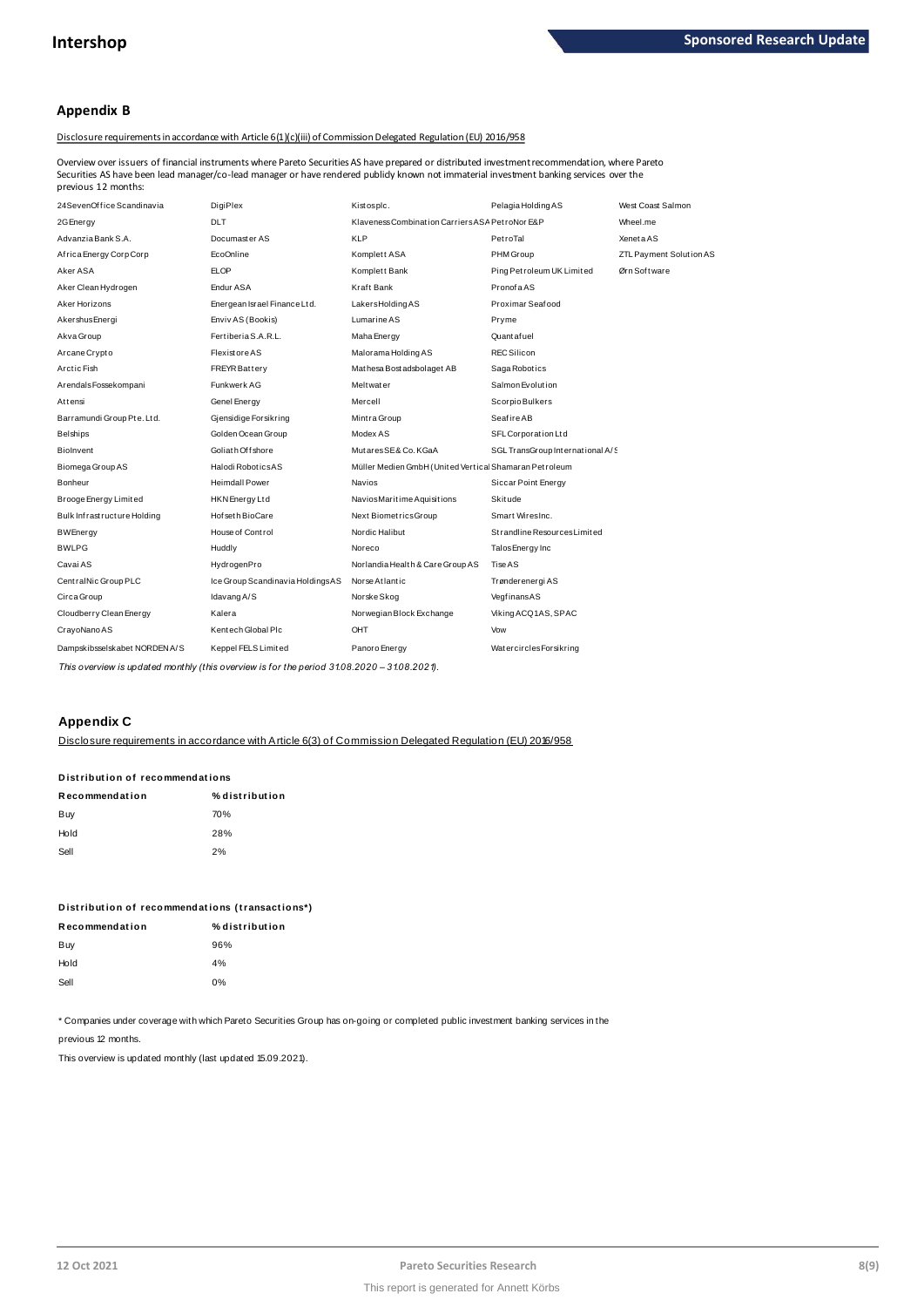## Appendix B

Disclosure requirements in accordance with Article 6(1)(c)(iii) of Commission Delegated Regulation (EU) 2016/958

Overview over issuers of financial instruments where Pareto Securities AS have prepared or distributed investment recommendation, where Pareto Securities AS have been lead manager/co-lead manager or have rendered publidy known not immaterial investment banking services over the previous 12 months:

| | | | | |
|---|---|---|---|---|
| 24SevenOffice Scandinavia | DigiPlex | Kistosplc. | Pelagia Holding AS | West Coast Salmon |
| 2G Energy | DLT | Klaveness Combination Carriers ASA | PetroNor E&P | Wheel.me |
| Advanzia Bank S.A. | Documaster AS | KLP | PetroTal | Xeneta AS |
| Africa Energy Corp Corp | EcoOnline | Komplett ASA | PHM Group | ZTL Payment Solution AS |
| Aker ASA | ELOP | Komplett Bank | Ping Petroleum UK Limited | Ørn Software |
| Aker Clean Hydrogen | Endur ASA | Kraft Bank | Pronofa AS | |
| Aker Horizons | Energean Israel Finance Ltd. | Lakers Holding AS | Proximar Seafood | |
| Akershus Energi | Enviv AS (Bookis) | Lumarine AS | Pryme | |
| Akva Group | Fertiberia S.A.R.L. | Maha Energy | Quantafuel | |
| Arcane Crypto | Flexistore AS | Malorama Holding AS | REC Silicon | |
| Arctic Fish | FREYR Battery | Mathesa Bostadsbolaget AB | Saga Robotics | |
| Arendals Fossekompani | Funkwerk AG | Meltwater | Salmon Evolution | |
| Attensi | Genel Energy | Mercell | Scorpio Bulkers | |
| Barramundi Group Pte. Ltd. | Gjensidige Forsikring | Mintra Group | Seafire AB | |
| Belships | Golden Ocean Group | Modex AS | SFL Corporation Ltd | |
| BioInvent | Goliath Offshore | Mutares SE & Co. KGaA | SGL TransGroup International A/S | |
| Biomega Group AS | Halodi Robotics AS | Müller Medien GmbH (United Vertical | Shamaran Petroleum | |
| Bonheur | Heimdall Power | Navios | Siccar Point Energy | |
| Brooge Energy Limited | HKN Energy Ltd | Navios Maritime Aquisitions | Skitude | |
| Bulk Infrastructure Holding | Hofseth BioCare | Next Biometrics Group | Smart WiresInc. | |
| BW Energy | House of Control | Nordic Halibut | Strandline Resources Limited | |
| BWLPG | Huddly | Noreco | Talos Energy Inc | |
| Cavai AS | HydrogenPro | Norlandia Health & Care Group AS | Tise AS | |
| CentralNic Group PLC | Ice Group Scandinavia Holdings AS | Norse Atlantic | Trønderenergi AS | |
| Circa Group | Idavang A/S | Norske Skog | Vegfinans AS | |
| Cloudberry Clean Energy | Kalera | Norwegian Block Exchange | Viking ACQ1 AS, SPAC | |
| CrayoNano AS | Kentech Global Plc | OHT | Vow | |
| Dampskibsselskabet NORDEN A/S | Keppel FELS Limited | Panoro Energy | Watercircles Forsikring | |

*This overview is updated monthly (this overview is for the period 31.08.2020 – 31.08.2021).*

## Appendix C

Disclosure requirements in accordance with Article 6(3) of Commission Delegated Regulation (EU) 2016/958

**Distribution of recommendations**

| Recommendation | % distribution |
|---|---|
| Buy | 70% |
| Hold | 28% |
| Sell | 2% |

**Distribution of recommendations (transactions\*)**

| Recommendation | % distribution |
|---|---|
| Buy | 96% |
| Hold | 4% |
| Sell | 0% |

\* Companies under coverage with which Pareto Securities Group has on-going or completed public investment banking services in the previous 12 months.

This overview is updated monthly (last updated 15.09.2021).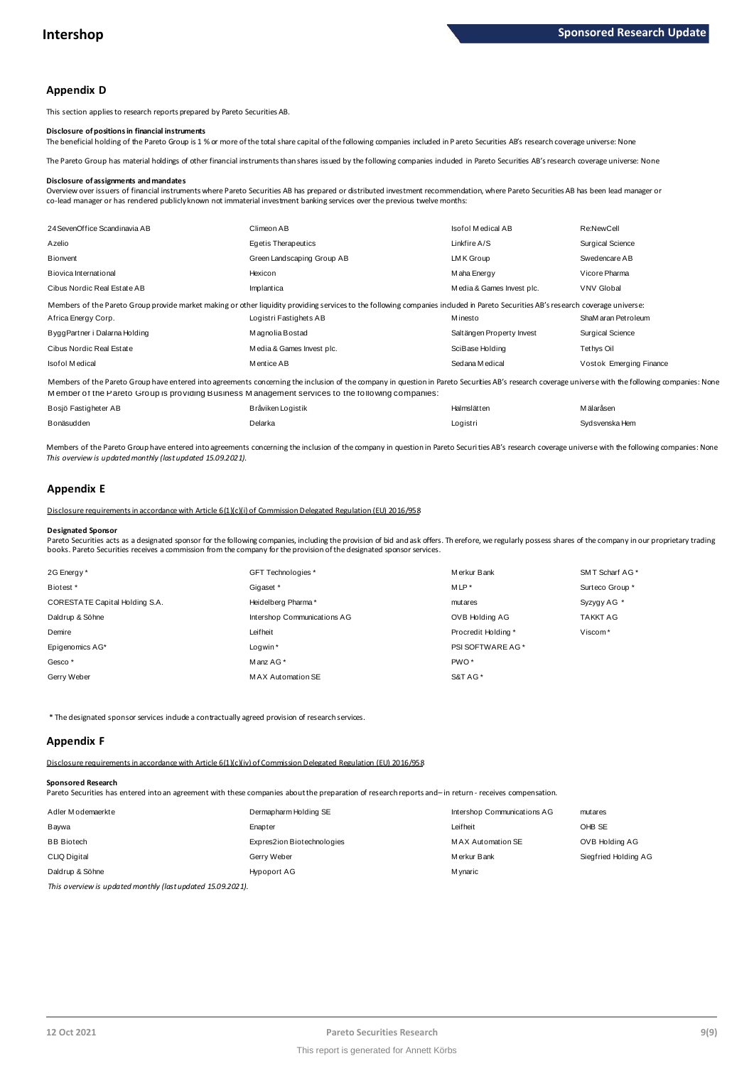## Appendix D

This section applies to research reports prepared by Pareto Securities AB.

**Disclosure of positions in financial instruments**

The beneficial holding of the Pareto Group is 1 % or more of the total share capital of the following companies included in Pareto Securities AB's research coverage universe: None

The Pareto Group has material holdings of other financial instruments than shares issued by the following companies included in Pareto Securities AB's research coverage universe: None

**Disclosure of assignments and mandates**

Overview over issuers of financial instruments where Pareto Securities AB has prepared or distributed investment recommendation, where Pareto Securities AB has been lead manager or co-lead manager or has rendered publicly known not immaterial investment banking services over the previous twelve months:

| | | | |
|---|---|---|---|
| 24SevenOffice Scandinavia AB | Climeon AB | Isofol Medical AB | Re:NewCell |
| Azelio | Egetis Therapeutics | Linkfire A/S | Surgical Science |
| Bionvent | Green Landscaping Group AB | LMK Group | Swedencare AB |
| Biovica International | Hexicon | Maha Energy | Vicore Pharma |
| Cibus Nordic Real Estate AB | Implantica | Media & Games Invest plc. | VNV Global |

Members of the Pareto Group provide market making or other liquidity providing services to the following companies included in Pareto Securities AB's research coverage universe:

| | | | |
|---|---|---|---|
| Africa Energy Corp. | Logistri Fastighets AB | Minesto | ShaMaran Petroleum |
| ByggPartner i Dalarna Holding | Magnolia Bostad | Saltängen Property Invest | Surgical Science |
| Cibus Nordic Real Estate | Media & Games Invest plc. | SciBase Holding | Tethys Oil |
| Isofol Medical | Mentice AB | Sedana Medical | Vostok Emerging Finance |

Members of the Pareto Group have entered into agreements concerning the inclusion of the company in question in Pareto Securities AB's research coverage universe with the following companies: None

Member of the Pareto Group is providing Business Management services to the following companies:

| | | | |
|---|---|---|---|
| Bosjö Fastigheter AB | Bråviken Logistik | Halmslätten | Mälaråsen |
| Bonäsudden | Delarka | Logistri | Sydsvenska Hem |

Members of the Pareto Group have entered into agreements concerning the inclusion of the company in question in Pareto Securities AB's research coverage universe with the following companies: None

*This overview is updated monthly (last updated 15.09.2021).*

## Appendix E

Disclosure requirements in accordance with Article 6(1)(c)(i) of Commission Delegated Regulation (EU) 2016/958

**Designated Sponsor**

Pareto Securities acts as a designated sponsor for the following companies, including the provision of bid and ask offers. Therefore, we regularly possess shares of the company in our proprietary trading books. Pareto Securities receives a commission from the company for the provision of the designated sponsor services.

| | | | |
|---|---|---|---|
| 2G Energy * | GFT Technologies * | Merkur Bank | SMT Scharf AG * |
| Biotest * | Gigaset * | MLP * | Surteco Group * |
| CORESTATE Capital Holding S.A. | Heidelberg Pharma * | mutares | Syzygy AG * |
| Daldrup & Söhne | Intershop Communications AG | OVB Holding AG | TAKKT AG |
| Demire | Leifheit | Procredit Holding * | Viscom * |
| Epigenomics AG* | Logwin * | PSI SOFTWARE AG * | |
| Gesco * | Manz AG * | PWO * | |
| Gerry Weber | MAX Automation SE | S&T AG * | |

\* The designated sponsor services include a contractually agreed provision of research services.

## Appendix F

Disclosure requirements in accordance with Article 6(1)(c)(iv) of Commission Delegated Regulation (EU) 2016/958

**Sponsored Research**

Pareto Securities has entered into an agreement with these companies about the preparation of research reports and – in return - receives compensation.

| | | | |
|---|---|---|---|
| Adler Modemaerkte | Dermapharm Holding SE | Intershop Communications AG | mutares |
| Baywa | Enapter | Leifheit | OHB SE |
| BB Biotech | Expres2ion Biotechnologies | MAX Automation SE | OVB Holding AG |
| CLIQ Digital | Gerry Weber | Merkur Bank | Siegfried Holding AG |
| Daldrup & Söhne | Hypoport AG | Mynaric | |

*This overview is updated monthly (last updated 15.09.2021).*